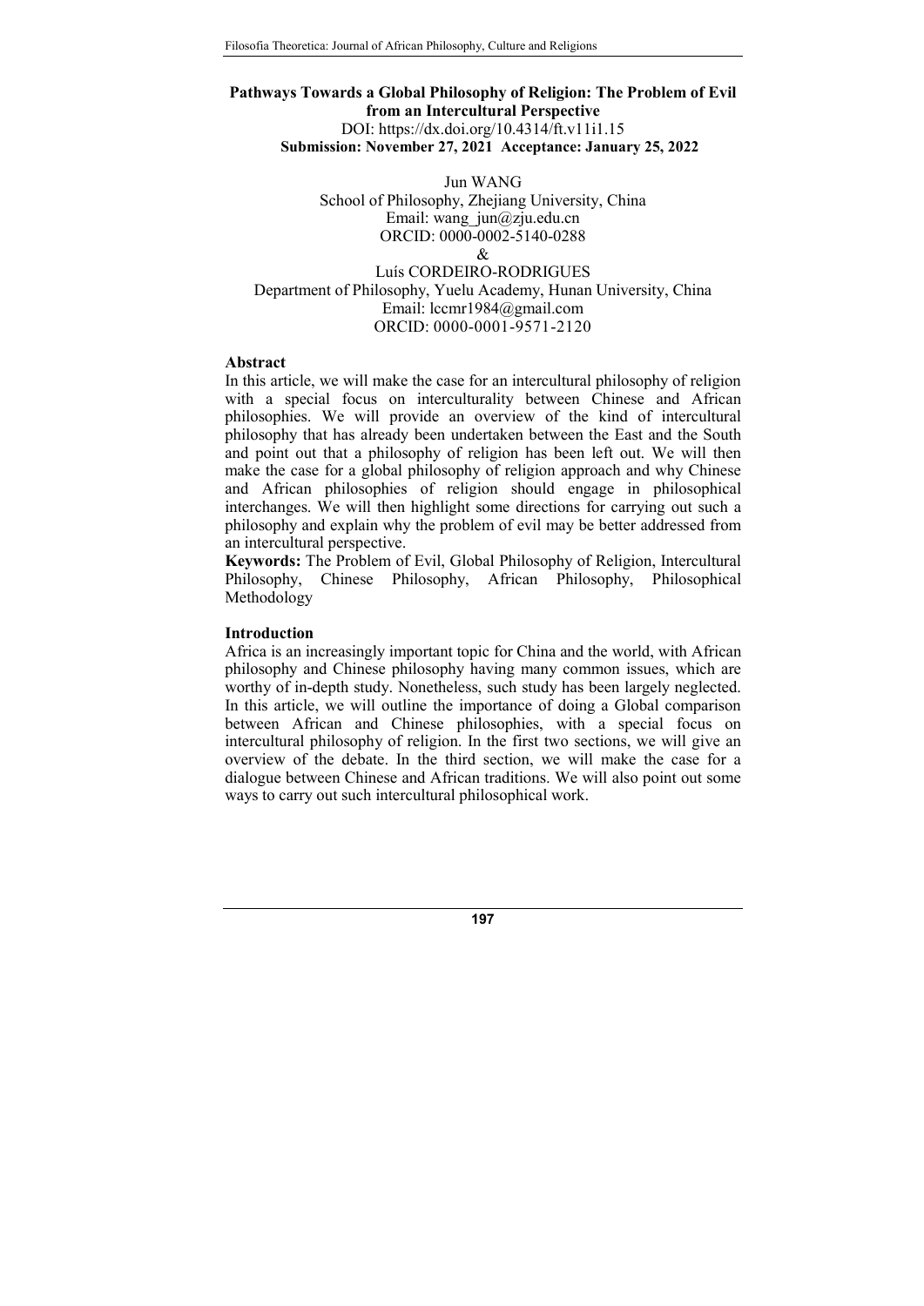# Pathways Towards a Global Philosophy of Religion: The Problem of Evil from an Intercultural Perspective

DOI: https://dx.doi.org/10.4314/ft.v11i1.15

**Submission: November 27, 2021 Acceptance: January 25, 2022**

Jun WANG
School of Philosophy, Zhejiang University, China
Email: wang_jun@zju.edu.cn
ORCID: 0000-0002-5140-0288

&

Luís CORDEIRO-RODRIGUES
Department of Philosophy, Yuelu Academy, Hunan University, China
Email: lccmr1984@gmail.com
ORCID: 0000-0001-9571-2120

## Abstract

In this article, we will make the case for an intercultural philosophy of religion with a special focus on interculturality between Chinese and African philosophies. We will provide an overview of the kind of intercultural philosophy that has already been undertaken between the East and the South and point out that a philosophy of religion has been left out. We will then make the case for a global philosophy of religion approach and why Chinese and African philosophies of religion should engage in philosophical interchanges. We will then highlight some directions for carrying out such a philosophy and explain why the problem of evil may be better addressed from an intercultural perspective.

**Keywords:** The Problem of Evil, Global Philosophy of Religion, Intercultural Philosophy, Chinese Philosophy, African Philosophy, Philosophical Methodology

## Introduction

Africa is an increasingly important topic for China and the world, with African philosophy and Chinese philosophy having many common issues, which are worthy of in-depth study. Nonetheless, such study has been largely neglected. In this article, we will outline the importance of doing a Global comparison between African and Chinese philosophies, with a special focus on intercultural philosophy of religion. In the first two sections, we will give an overview of the debate. In the third section, we will make the case for a dialogue between Chinese and African traditions. We will also point out some ways to carry out such intercultural philosophical work.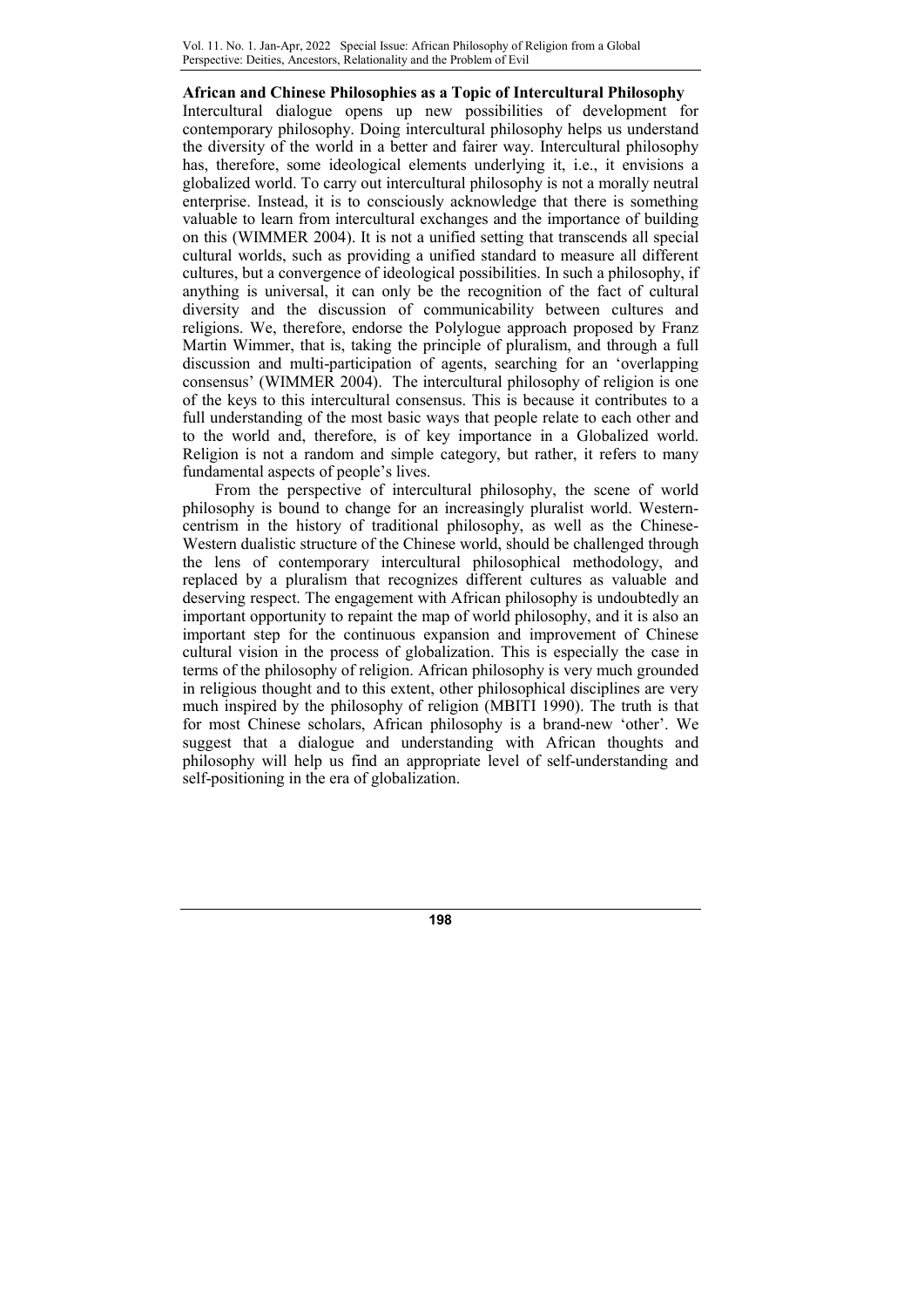### African and Chinese Philosophies as a Topic of Intercultural Philosophy

Intercultural dialogue opens up new possibilities of development for contemporary philosophy. Doing intercultural philosophy helps us understand the diversity of the world in a better and fairer way. Intercultural philosophy has, therefore, some ideological elements underlying it, i.e., it envisions a globalized world. To carry out intercultural philosophy is not a morally neutral enterprise. Instead, it is to consciously acknowledge that there is something valuable to learn from intercultural exchanges and the importance of building on this (WIMMER 2004). It is not a unified setting that transcends all special cultural worlds, such as providing a unified standard to measure all different cultures, but a convergence of ideological possibilities. In such a philosophy, if anything is universal, it can only be the recognition of the fact of cultural diversity and the discussion of communicability between cultures and religions. We, therefore, endorse the Polylogue approach proposed by Franz Martin Wimmer, that is, taking the principle of pluralism, and through a full discussion and multi-participation of agents, searching for an 'overlapping consensus' (WIMMER 2004). The intercultural philosophy of religion is one of the keys to this intercultural consensus. This is because it contributes to a full understanding of the most basic ways that people relate to each other and to the world and, therefore, is of key importance in a Globalized world. Religion is not a random and simple category, but rather, it refers to many fundamental aspects of people's lives.

From the perspective of intercultural philosophy, the scene of world philosophy is bound to change for an increasingly pluralist world. Western-centrism in the history of traditional philosophy, as well as the Chinese-Western dualistic structure of the Chinese world, should be challenged through the lens of contemporary intercultural philosophical methodology, and replaced by a pluralism that recognizes different cultures as valuable and deserving respect. The engagement with African philosophy is undoubtedly an important opportunity to repaint the map of world philosophy, and it is also an important step for the continuous expansion and improvement of Chinese cultural vision in the process of globalization. This is especially the case in terms of the philosophy of religion. African philosophy is very much grounded in religious thought and to this extent, other philosophical disciplines are very much inspired by the philosophy of religion (MBITI 1990). The truth is that for most Chinese scholars, African philosophy is a brand-new 'other'. We suggest that a dialogue and understanding with African thoughts and philosophy will help us find an appropriate level of self-understanding and self-positioning in the era of globalization.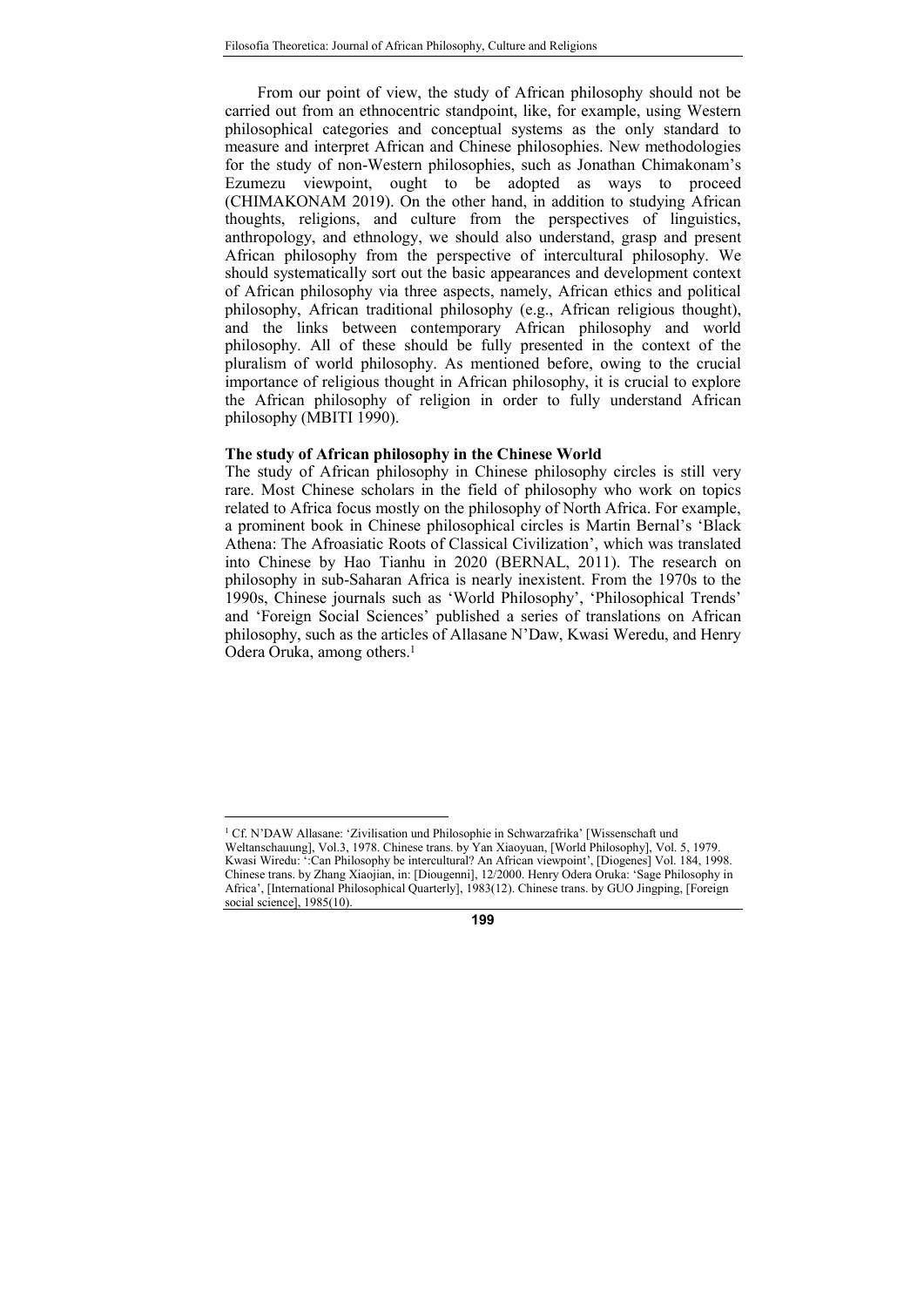From our point of view, the study of African philosophy should not be carried out from an ethnocentric standpoint, like, for example, using Western philosophical categories and conceptual systems as the only standard to measure and interpret African and Chinese philosophies. New methodologies for the study of non-Western philosophies, such as Jonathan Chimakonam's Ezumezu viewpoint, ought to be adopted as ways to proceed (CHIMAKONAM 2019). On the other hand, in addition to studying African thoughts, religions, and culture from the perspectives of linguistics, anthropology, and ethnology, we should also understand, grasp and present African philosophy from the perspective of intercultural philosophy. We should systematically sort out the basic appearances and development context of African philosophy via three aspects, namely, African ethics and political philosophy, African traditional philosophy (e.g., African religious thought), and the links between contemporary African philosophy and world philosophy. All of these should be fully presented in the context of the pluralism of world philosophy. As mentioned before, owing to the crucial importance of religious thought in African philosophy, it is crucial to explore the African philosophy of religion in order to fully understand African philosophy (MBITI 1990).

**The study of African philosophy in the Chinese World**

The study of African philosophy in Chinese philosophy circles is still very rare. Most Chinese scholars in the field of philosophy who work on topics related to Africa focus mostly on the philosophy of North Africa. For example, a prominent book in Chinese philosophical circles is Martin Bernal's 'Black Athena: The Afroasiatic Roots of Classical Civilization', which was translated into Chinese by Hao Tianhu in 2020 (BERNAL, 2011). The research on philosophy in sub-Saharan Africa is nearly inexistent. From the 1970s to the 1990s, Chinese journals such as 'World Philosophy', 'Philosophical Trends' and 'Foreign Social Sciences' published a series of translations on African philosophy, such as the articles of Allasane N'Daw, Kwasi Weredu, and Henry Odera Oruka, among others.[1]

[1] Cf. N'DAW Allasane: 'Zivilisation und Philosophie in Schwarzafrika' [Wissenschaft und Weltanschauung], Vol.3, 1978. Chinese trans. by Yan Xiaoyuan, [World Philosophy], Vol. 5, 1979. Kwasi Wiredu: ':Can Philosophy be intercultural? An African viewpoint', [Diogenes] Vol. 184, 1998. Chinese trans. by Zhang Xiaojian, in: [Diougenni], 12/2000. Henry Odera Oruka: 'Sage Philosophy in Africa', [International Philosophical Quarterly], 1983(12). Chinese trans. by GUO Jingping, [Foreign social science], 1985(10).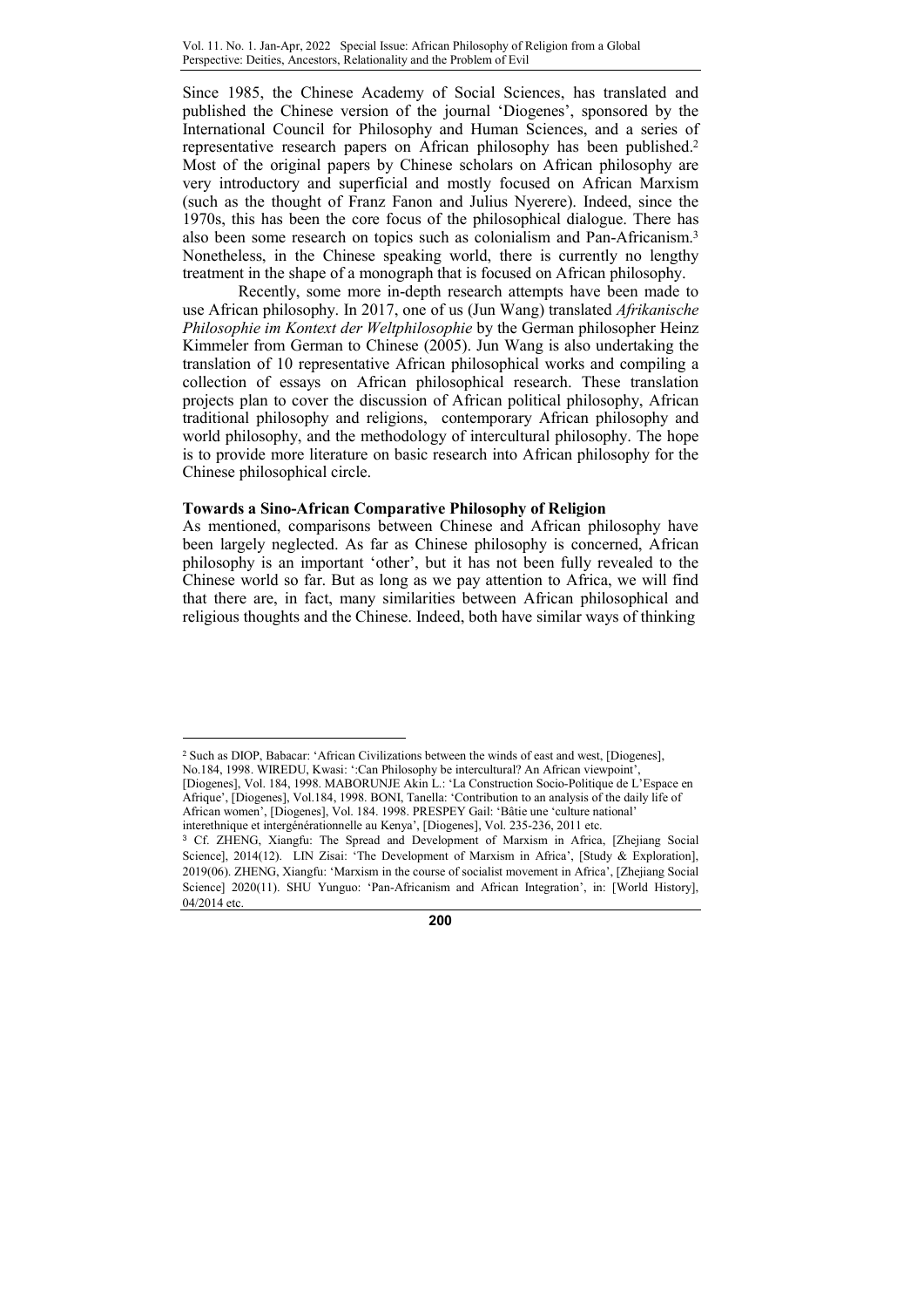Since 1985, the Chinese Academy of Social Sciences, has translated and published the Chinese version of the journal 'Diogenes', sponsored by the International Council for Philosophy and Human Sciences, and a series of representative research papers on African philosophy has been published.[2] Most of the original papers by Chinese scholars on African philosophy are very introductory and superficial and mostly focused on African Marxism (such as the thought of Franz Fanon and Julius Nyerere). Indeed, since the 1970s, this has been the core focus of the philosophical dialogue. There has also been some research on topics such as colonialism and Pan-Africanism.[3] Nonetheless, in the Chinese speaking world, there is currently no lengthy treatment in the shape of a monograph that is focused on African philosophy.

Recently, some more in-depth research attempts have been made to use African philosophy. In 2017, one of us (Jun Wang) translated *Afrikanische Philosophie im Kontext der Weltphilosophie* by the German philosopher Heinz Kimmeler from German to Chinese (2005). Jun Wang is also undertaking the translation of 10 representative African philosophical works and compiling a collection of essays on African philosophical research. These translation projects plan to cover the discussion of African political philosophy, African traditional philosophy and religions, contemporary African philosophy and world philosophy, and the methodology of intercultural philosophy. The hope is to provide more literature on basic research into African philosophy for the Chinese philosophical circle.

**Towards a Sino-African Comparative Philosophy of Religion**

As mentioned, comparisons between Chinese and African philosophy have been largely neglected. As far as Chinese philosophy is concerned, African philosophy is an important 'other', but it has not been fully revealed to the Chinese world so far. But as long as we pay attention to Africa, we will find that there are, in fact, many similarities between African philosophical and religious thoughts and the Chinese. Indeed, both have similar ways of thinking

---

[2] Such as DIOP, Babacar: 'African Civilizations between the winds of east and west, [Diogenes], No.184, 1998. WIREDU, Kwasi: ':Can Philosophy be intercultural? An African viewpoint', [Diogenes], Vol. 184, 1998. MABORUNJE Akin L.: 'La Construction Socio-Politique de L'Espace en Afrique', [Diogenes], Vol.184, 1998. BONI, Tanella: 'Contribution to an analysis of the daily life of African women', [Diogenes], Vol. 184. 1998. PRESPEY Gail: 'Bâtie une 'culture national' interethnique et intergénérationnelle au Kenya', [Diogenes], Vol. 235-236, 2011 etc.

[3] Cf. ZHENG, Xiangfu: The Spread and Development of Marxism in Africa, [Zhejiang Social Science], 2014(12). LIN Zisai: 'The Development of Marxism in Africa', [Study & Exploration], 2019(06). ZHENG, Xiangfu: 'Marxism in the course of socialist movement in Africa', [Zhejiang Social Science] 2020(11). SHU Yunguo: 'Pan-Africanism and African Integration', in: [World History], 04/2014 etc.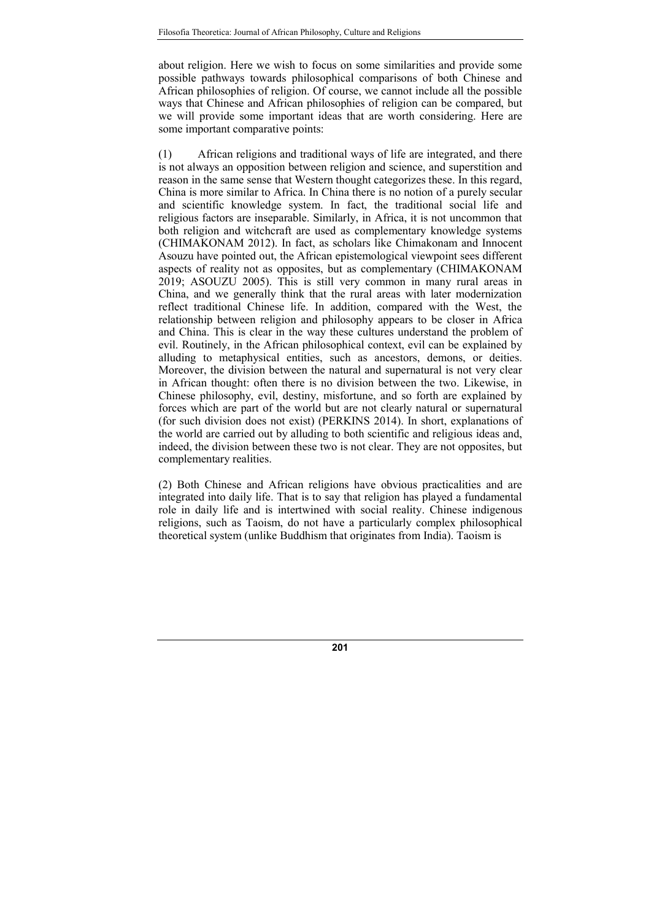about religion. Here we wish to focus on some similarities and provide some possible pathways towards philosophical comparisons of both Chinese and African philosophies of religion. Of course, we cannot include all the possible ways that Chinese and African philosophies of religion can be compared, but we will provide some important ideas that are worth considering. Here are some important comparative points:

(1) African religions and traditional ways of life are integrated, and there is not always an opposition between religion and science, and superstition and reason in the same sense that Western thought categorizes these. In this regard, China is more similar to Africa. In China there is no notion of a purely secular and scientific knowledge system. In fact, the traditional social life and religious factors are inseparable. Similarly, in Africa, it is not uncommon that both religion and witchcraft are used as complementary knowledge systems (CHIMAKONAM 2012). In fact, as scholars like Chimakonam and Innocent Asouzu have pointed out, the African epistemological viewpoint sees different aspects of reality not as opposites, but as complementary (CHIMAKONAM 2019; ASOUZU 2005). This is still very common in many rural areas in China, and we generally think that the rural areas with later modernization reflect traditional Chinese life. In addition, compared with the West, the relationship between religion and philosophy appears to be closer in Africa and China. This is clear in the way these cultures understand the problem of evil. Routinely, in the African philosophical context, evil can be explained by alluding to metaphysical entities, such as ancestors, demons, or deities. Moreover, the division between the natural and supernatural is not very clear in African thought: often there is no division between the two. Likewise, in Chinese philosophy, evil, destiny, misfortune, and so forth are explained by forces which are part of the world but are not clearly natural or supernatural (for such division does not exist) (PERKINS 2014). In short, explanations of the world are carried out by alluding to both scientific and religious ideas and, indeed, the division between these two is not clear. They are not opposites, but complementary realities.

(2) Both Chinese and African religions have obvious practicalities and are integrated into daily life. That is to say that religion has played a fundamental role in daily life and is intertwined with social reality. Chinese indigenous religions, such as Taoism, do not have a particularly complex philosophical theoretical system (unlike Buddhism that originates from India). Taoism is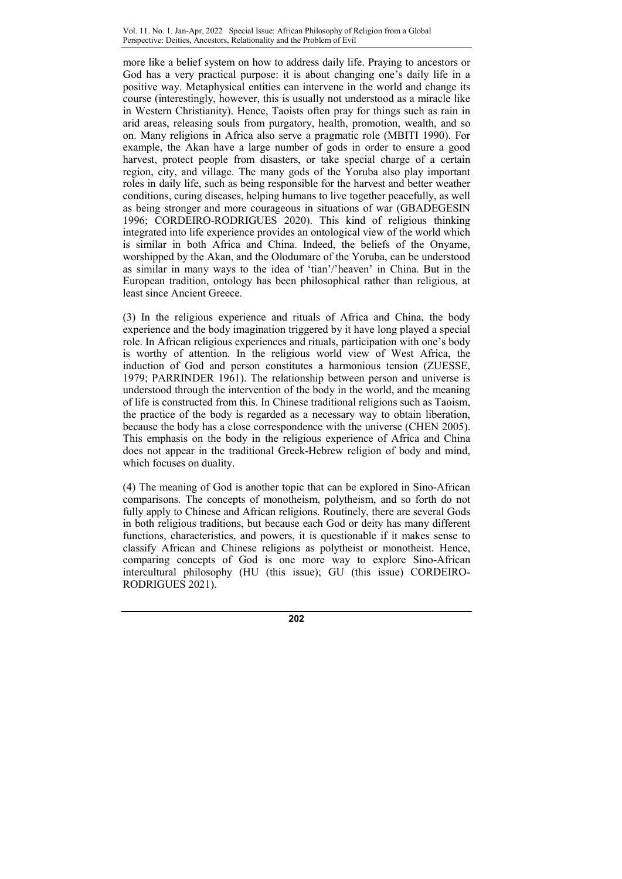more like a belief system on how to address daily life. Praying to ancestors or God has a very practical purpose: it is about changing one's daily life in a positive way. Metaphysical entities can intervene in the world and change its course (interestingly, however, this is usually not understood as a miracle like in Western Christianity). Hence, Taoists often pray for things such as rain in arid areas, releasing souls from purgatory, health, promotion, wealth, and so on. Many religions in Africa also serve a pragmatic role (MBITI 1990). For example, the Akan have a large number of gods in order to ensure a good harvest, protect people from disasters, or take special charge of a certain region, city, and village. The many gods of the Yoruba also play important roles in daily life, such as being responsible for the harvest and better weather conditions, curing diseases, helping humans to live together peacefully, as well as being stronger and more courageous in situations of war (GBADEGESIN 1996; CORDEIRO-RODRIGUES 2020). This kind of religious thinking integrated into life experience provides an ontological view of the world which is similar in both Africa and China. Indeed, the beliefs of the Onyame, worshipped by the Akan, and the Olodumare of the Yoruba, can be understood as similar in many ways to the idea of 'tian'/'heaven' in China. But in the European tradition, ontology has been philosophical rather than religious, at least since Ancient Greece.

(3) In the religious experience and rituals of Africa and China, the body experience and the body imagination triggered by it have long played a special role. In African religious experiences and rituals, participation with one's body is worthy of attention. In the religious world view of West Africa, the induction of God and person constitutes a harmonious tension (ZUESSE, 1979; PARRINDER 1961). The relationship between person and universe is understood through the intervention of the body in the world, and the meaning of life is constructed from this. In Chinese traditional religions such as Taoism, the practice of the body is regarded as a necessary way to obtain liberation, because the body has a close correspondence with the universe (CHEN 2005). This emphasis on the body in the religious experience of Africa and China does not appear in the traditional Greek-Hebrew religion of body and mind, which focuses on duality.

(4) The meaning of God is another topic that can be explored in Sino-African comparisons. The concepts of monotheism, polytheism, and so forth do not fully apply to Chinese and African religions. Routinely, there are several Gods in both religious traditions, but because each God or deity has many different functions, characteristics, and powers, it is questionable if it makes sense to classify African and Chinese religions as polytheist or monotheist. Hence, comparing concepts of God is one more way to explore Sino-African intercultural philosophy (HU (this issue); GU (this issue) CORDEIRO-RODRIGUES 2021).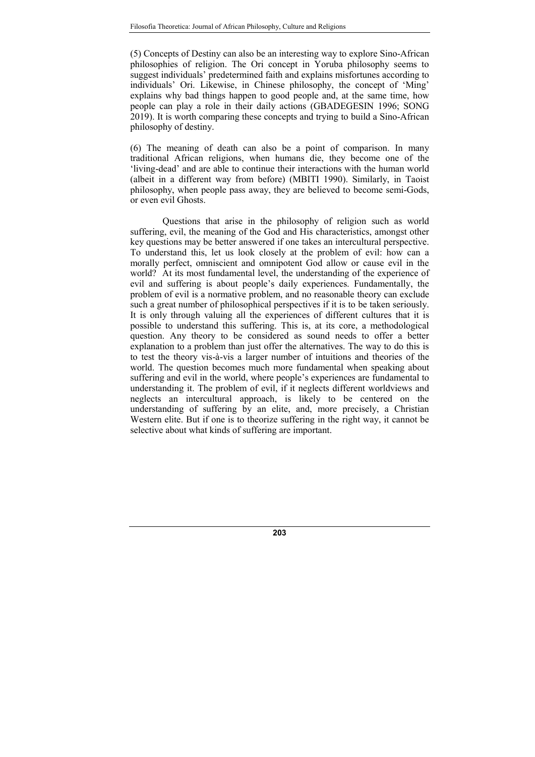(5) Concepts of Destiny can also be an interesting way to explore Sino-African philosophies of religion. The Ori concept in Yoruba philosophy seems to suggest individuals' predetermined faith and explains misfortunes according to individuals' Ori. Likewise, in Chinese philosophy, the concept of 'Ming' explains why bad things happen to good people and, at the same time, how people can play a role in their daily actions (GBADEGESIN 1996; SONG 2019). It is worth comparing these concepts and trying to build a Sino-African philosophy of destiny.

(6) The meaning of death can also be a point of comparison. In many traditional African religions, when humans die, they become one of the 'living-dead' and are able to continue their interactions with the human world (albeit in a different way from before) (MBITI 1990). Similarly, in Taoist philosophy, when people pass away, they are believed to become semi-Gods, or even evil Ghosts.

Questions that arise in the philosophy of religion such as world suffering, evil, the meaning of the God and His characteristics, amongst other key questions may be better answered if one takes an intercultural perspective. To understand this, let us look closely at the problem of evil: how can a morally perfect, omniscient and omnipotent God allow or cause evil in the world? At its most fundamental level, the understanding of the experience of evil and suffering is about people's daily experiences. Fundamentally, the problem of evil is a normative problem, and no reasonable theory can exclude such a great number of philosophical perspectives if it is to be taken seriously. It is only through valuing all the experiences of different cultures that it is possible to understand this suffering. This is, at its core, a methodological question. Any theory to be considered as sound needs to offer a better explanation to a problem than just offer the alternatives. The way to do this is to test the theory vis-à-vis a larger number of intuitions and theories of the world. The question becomes much more fundamental when speaking about suffering and evil in the world, where people's experiences are fundamental to understanding it. The problem of evil, if it neglects different worldviews and neglects an intercultural approach, is likely to be centered on the understanding of suffering by an elite, and, more precisely, a Christian Western elite. But if one is to theorize suffering in the right way, it cannot be selective about what kinds of suffering are important.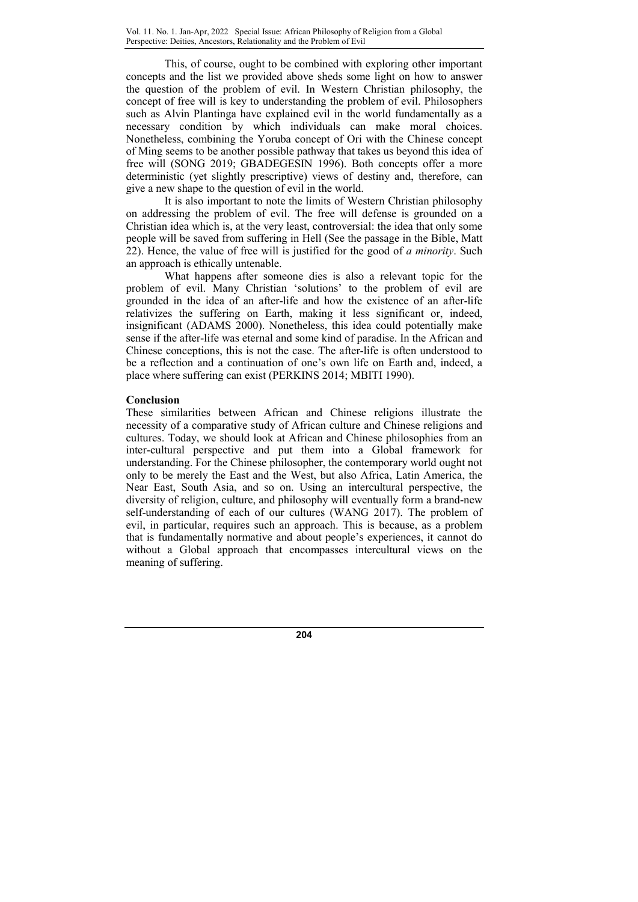This, of course, ought to be combined with exploring other important concepts and the list we provided above sheds some light on how to answer the question of the problem of evil. In Western Christian philosophy, the concept of free will is key to understanding the problem of evil. Philosophers such as Alvin Plantinga have explained evil in the world fundamentally as a necessary condition by which individuals can make moral choices. Nonetheless, combining the Yoruba concept of Ori with the Chinese concept of Ming seems to be another possible pathway that takes us beyond this idea of free will (SONG 2019; GBADEGESIN 1996). Both concepts offer a more deterministic (yet slightly prescriptive) views of destiny and, therefore, can give a new shape to the question of evil in the world.

It is also important to note the limits of Western Christian philosophy on addressing the problem of evil. The free will defense is grounded on a Christian idea which is, at the very least, controversial: the idea that only some people will be saved from suffering in Hell (See the passage in the Bible, Matt 22). Hence, the value of free will is justified for the good of *a minority*. Such an approach is ethically untenable.

What happens after someone dies is also a relevant topic for the problem of evil. Many Christian 'solutions' to the problem of evil are grounded in the idea of an after-life and how the existence of an after-life relativizes the suffering on Earth, making it less significant or, indeed, insignificant (ADAMS 2000). Nonetheless, this idea could potentially make sense if the after-life was eternal and some kind of paradise. In the African and Chinese conceptions, this is not the case. The after-life is often understood to be a reflection and a continuation of one's own life on Earth and, indeed, a place where suffering can exist (PERKINS 2014; MBITI 1990).

## Conclusion

These similarities between African and Chinese religions illustrate the necessity of a comparative study of African culture and Chinese religions and cultures. Today, we should look at African and Chinese philosophies from an inter-cultural perspective and put them into a Global framework for understanding. For the Chinese philosopher, the contemporary world ought not only to be merely the East and the West, but also Africa, Latin America, the Near East, South Asia, and so on. Using an intercultural perspective, the diversity of religion, culture, and philosophy will eventually form a brand-new self-understanding of each of our cultures (WANG 2017). The problem of evil, in particular, requires such an approach. This is because, as a problem that is fundamentally normative and about people's experiences, it cannot do without a Global approach that encompasses intercultural views on the meaning of suffering.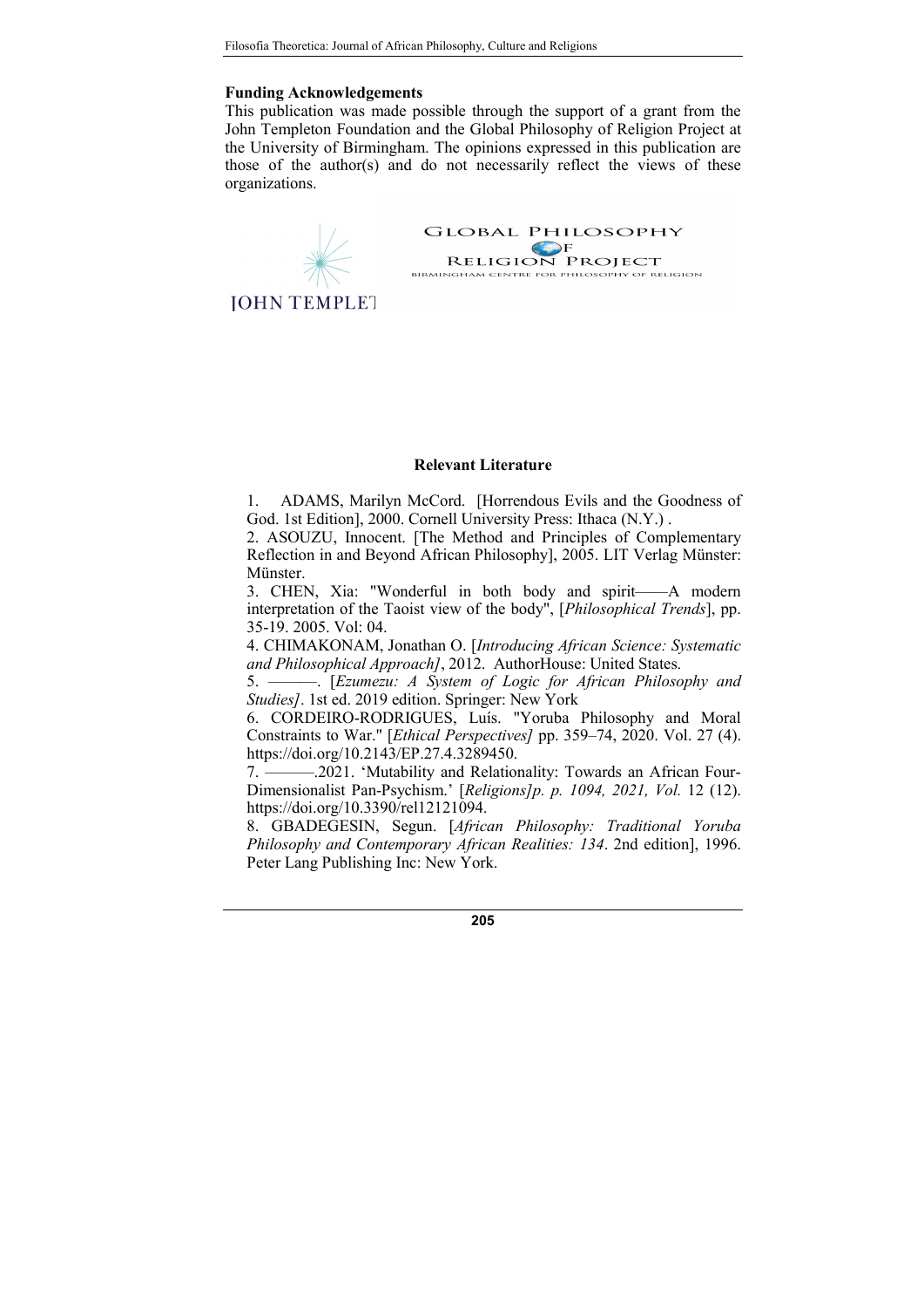**Funding Acknowledgements**

This publication was made possible through the support of a grant from the John Templeton Foundation and the Global Philosophy of Religion Project at the University of Birmingham. The opinions expressed in this publication are those of the author(s) and do not necessarily reflect the views of these organizations.

**Relevant Literature**

1. ADAMS, Marilyn McCord. [Horrendous Evils and the Goodness of God. 1st Edition], 2000. Cornell University Press: Ithaca (N.Y.) .

2. ASOUZU, Innocent. [The Method and Principles of Complementary Reflection in and Beyond African Philosophy], 2005. LIT Verlag Münster: Münster.

3. CHEN, Xia: "Wonderful in both body and spirit——A modern interpretation of the Taoist view of the body", [*Philosophical Trends*], pp. 35-19. 2005. Vol: 04.

4. CHIMAKONAM, Jonathan O. [*Introducing African Science: Systematic and Philosophical Approach]*, 2012. AuthorHouse: United States.

5. ———. [*Ezumezu: A System of Logic for African Philosophy and Studies]*. 1st ed. 2019 edition. Springer: New York

6. CORDEIRO-RODRIGUES, Luís. "Yoruba Philosophy and Moral Constraints to War." [*Ethical Perspectives]* pp. 359–74, 2020. Vol. 27 (4). https://doi.org/10.2143/EP.27.4.3289450.

7. ———.2021. 'Mutability and Relationality: Towards an African Four-Dimensionalist Pan-Psychism.' [*Religions]p. p. 1094, 2021, Vol.* 12 (12). https://doi.org/10.3390/rel12121094.

8. GBADEGESIN, Segun. [*African Philosophy: Traditional Yoruba Philosophy and Contemporary African Realities: 134*. 2nd edition], 1996. Peter Lang Publishing Inc: New York.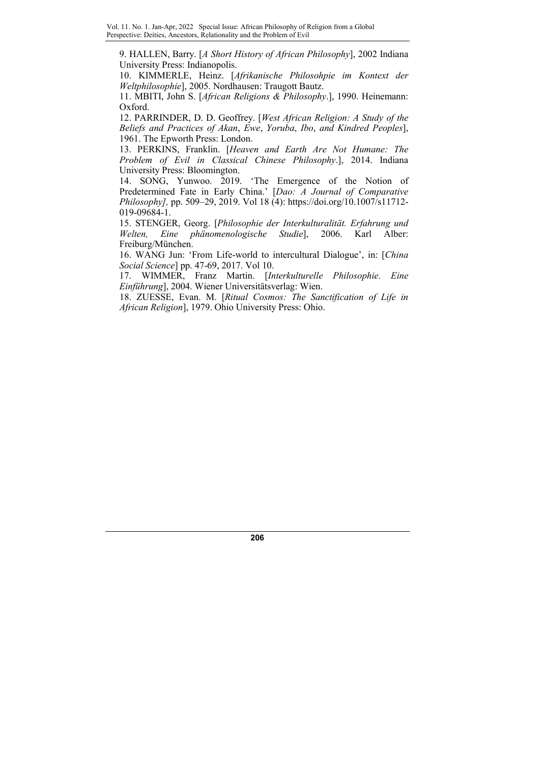9. HALLEN, Barry. [*A Short History of African Philosophy*], 2002 Indiana University Press: Indianopolis.

10. KIMMERLE, Heinz. [*Afrikanische Philosohpie im Kontext der Weltphilosophie*], 2005. Nordhausen: Traugott Bautz.

11. MBITI, John S. [*African Religions & Philosophy*.], 1990. Heinemann: Oxford.

12. PARRINDER, D. D. Geoffrey. [*West African Religion: A Study of the Beliefs and Practices of Akan*, *Ewe*, *Yoruba*, *Ibo*, *and Kindred Peoples*], 1961. The Epworth Press: London.

13. PERKINS, Franklin. [*Heaven and Earth Are Not Humane: The Problem of Evil in Classical Chinese Philosophy*.], 2014. Indiana University Press: Bloomington.

14. SONG, Yunwoo. 2019. 'The Emergence of the Notion of Predetermined Fate in Early China.' [*Dao: A Journal of Comparative Philosophy*], pp. 509–29, 2019. Vol 18 (4): https://doi.org/10.1007/s11712-019-09684-1.

15. STENGER, Georg. [*Philosophie der Interkulturalität. Erfahrung und Welten, Eine phänomenologische Studie*], 2006. Karl Alber: Freiburg/München.

16. WANG Jun: 'From Life-world to intercultural Dialogue', in: [*China Social Science*] pp. 47-69, 2017. Vol 10.

17. WIMMER, Franz Martin. [*Interkulturelle Philosophie. Eine Einführung*], 2004. Wiener Universitätsverlag: Wien.

18. ZUESSE, Evan. M. [*Ritual Cosmos: The Sanctification of Life in African Religion*], 1979. Ohio University Press: Ohio.